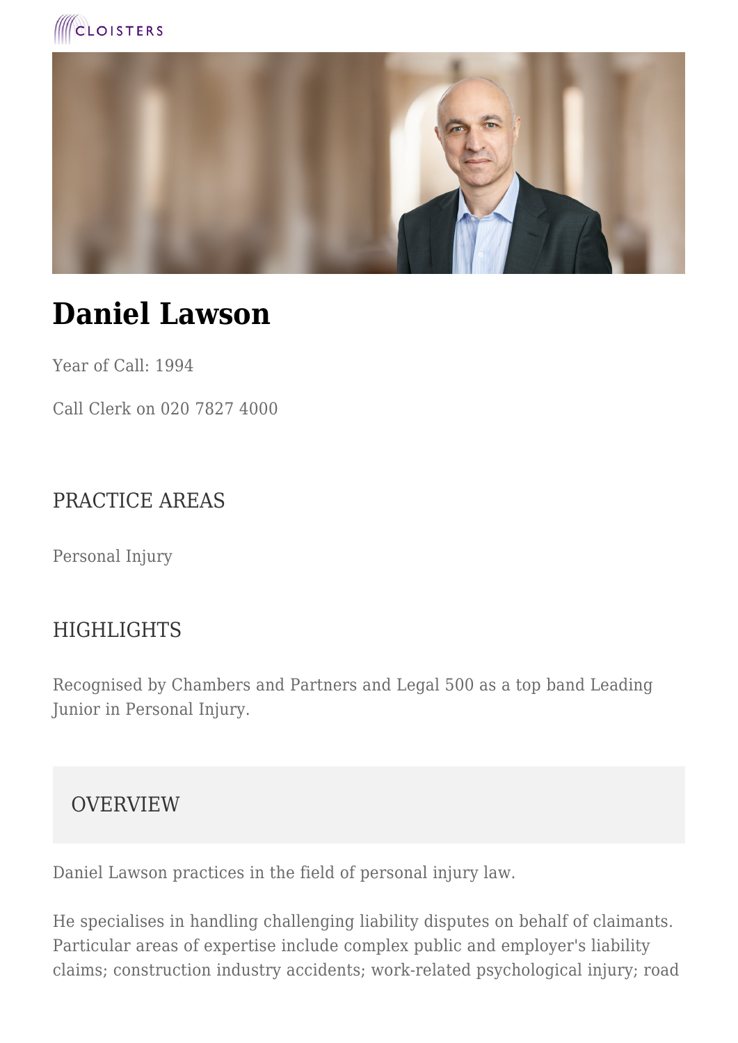CLOISTERS

# Daniel Lawson

Year of Call: 1994

Call Clerk on 020 7827 4000

## PRACTICE AREAS

Personal Injury

## HIGHLIGHTS

Recognised by Chambers and Partners and Legal 500 as a top band Leading Junior in Personal Injury.

## OVERVIEW

Daniel Lawson practices in the field of personal injury law.

He specialises in handling challenging liability disputes on behalf of claimants. Particular areas of expertise include complex public and employer's liability claims; construction industry accidents; work-related psychological injury; road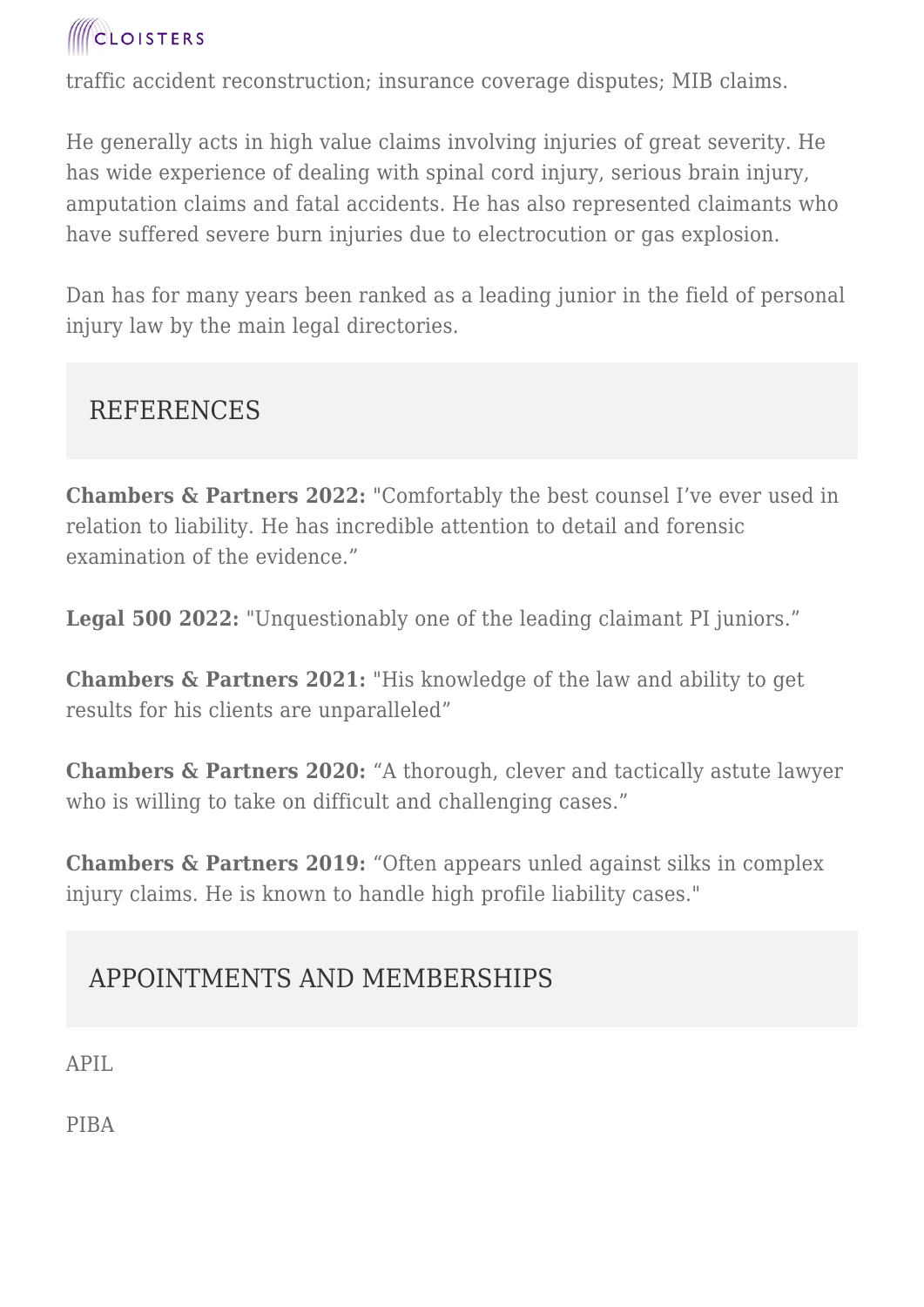traffic accident reconstruction; insurance coverage disputes; MIB claims.

He generally acts in high value claims involving injuries of great severity. He has wide experience of dealing with spinal cord injury, serious brain injury, amputation claims and fatal accidents. He has also represented claimants who have suffered severe burn injuries due to electrocution or gas explosion.

Dan has for many years been ranked as a leading junior in the field of personal injury law by the main legal directories.

## REFERENCES

**Chambers & Partners 2022:** "Comfortably the best counsel I've ever used in relation to liability. He has incredible attention to detail and forensic examination of the evidence."

**Legal 500 2022:** "Unquestionably one of the leading claimant PI juniors."

**Chambers & Partners 2021:** "His knowledge of the law and ability to get results for his clients are unparalleled"

**Chambers & Partners 2020:** "A thorough, clever and tactically astute lawyer who is willing to take on difficult and challenging cases."

**Chambers & Partners 2019:** "Often appears unled against silks in complex injury claims. He is known to handle high profile liability cases."

## APPOINTMENTS AND MEMBERSHIPS

APIL

PIBA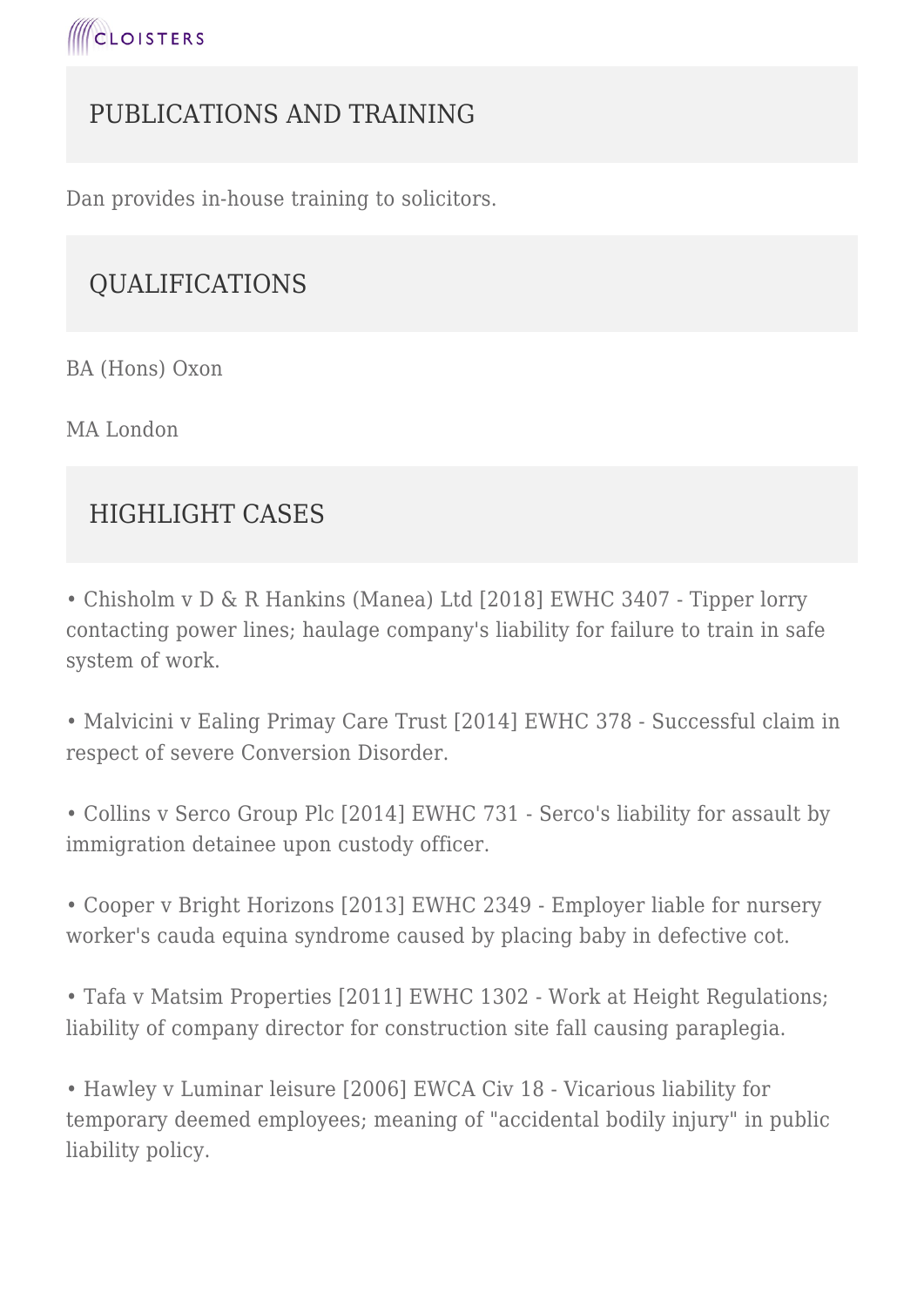## PUBLICATIONS AND TRAINING

Dan provides in-house training to solicitors.

## QUALIFICATIONS

BA (Hons) Oxon

MA London

## HIGHLIGHT CASES

- Chisholm v D & R Hankins (Manea) Ltd [2018] EWHC 3407 - Tipper lorry contacting power lines; haulage company's liability for failure to train in safe system of work.

- Malvicini v Ealing Primay Care Trust [2014] EWHC 378 - Successful claim in respect of severe Conversion Disorder.

- Collins v Serco Group Plc [2014] EWHC 731 - Serco's liability for assault by immigration detainee upon custody officer.

- Cooper v Bright Horizons [2013] EWHC 2349 - Employer liable for nursery worker's cauda equina syndrome caused by placing baby in defective cot.

- Tafa v Matsim Properties [2011] EWHC 1302 - Work at Height Regulations; liability of company director for construction site fall causing paraplegia.

- Hawley v Luminar leisure [2006] EWCA Civ 18 - Vicarious liability for temporary deemed employees; meaning of "accidental bodily injury" in public liability policy.